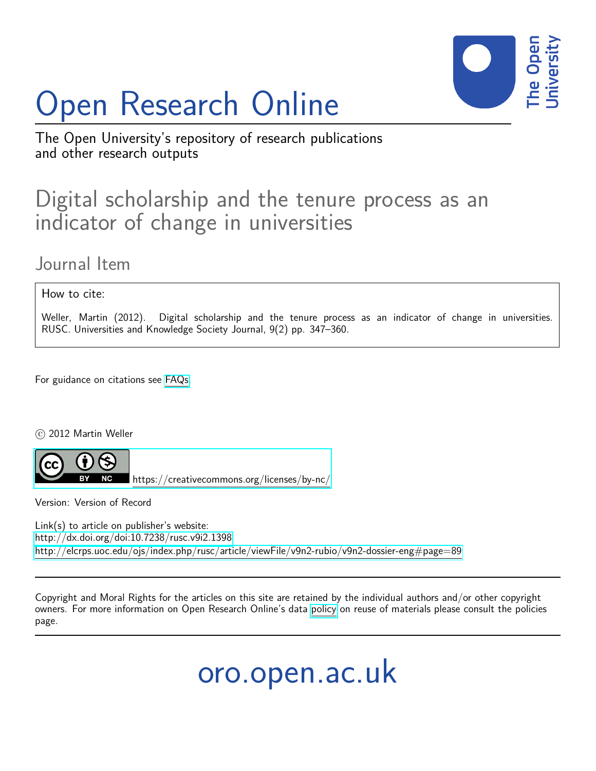# Open Research Online

The Open University's repository of research publications and other research outputs

## Digital scholarship and the tenure process as an indicator of change in universities

Journal Item

How to cite:

Weller, Martin (2012). Digital scholarship and the tenure process as an indicator of change in universities. RUSC. Universities and Knowledge Society Journal, 9(2) pp. 347–360.

For guidance on citations see FAQs.

© 2012 Martin Weller

https://creativecommons.org/licenses/by-nc/

Version: Version of Record

Link(s) to article on publisher's website:
http://dx.doi.org/doi:10.7238/rusc.v9i2.1398
http://elcrps.uoc.edu/ojs/index.php/rusc/article/viewFile/v9n2-rubio/v9n2-dossier-eng#page=89

Copyright and Moral Rights for the articles on this site are retained by the individual authors and/or other copyright owners. For more information on Open Research Online's data policy on reuse of materials please consult the policies page.

oro.open.ac.uk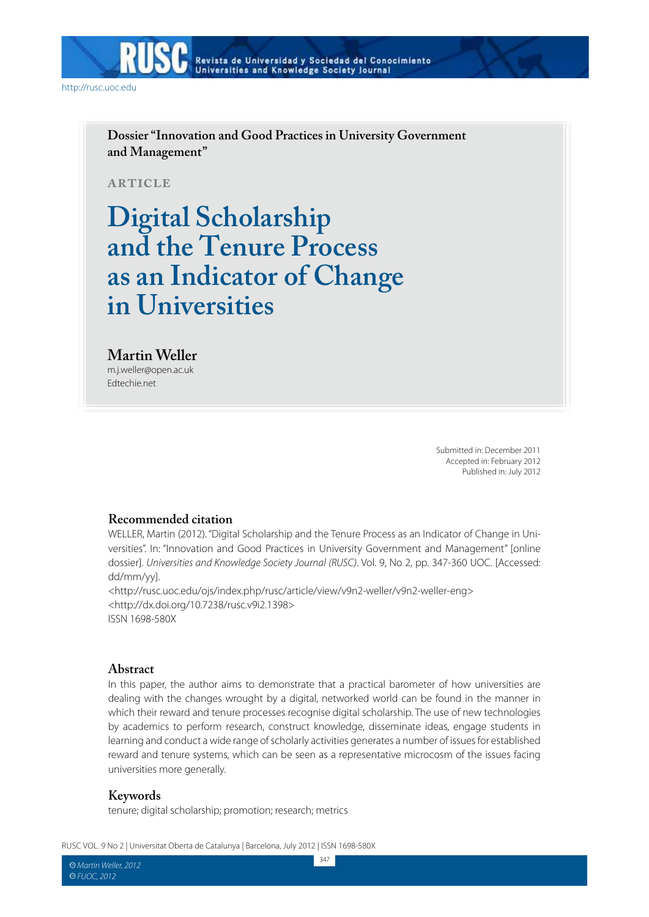Dossier "Innovation and Good Practices in University Government and Management"

ARTICLE

# Digital Scholarship and the Tenure Process as an Indicator of Change in Universities

## Martin Weller

m.j.weller@open.ac.uk
Edtechie.net

Submitted in: December 2011
Accepted in: February 2012
Published in: July 2012

### Recommended citation

WELLER, Martin (2012). "Digital Scholarship and the Tenure Process as an Indicator of Change in Universities". In: "Innovation and Good Practices in University Government and Management" [online dossier]. *Universities and Knowledge Society Journal (RUSC)*. Vol. 9, No 2, pp. 347-360 UOC. [Accessed: dd/mm/yy].
<http://rusc.uoc.edu/ojs/index.php/rusc/article/view/v9n2-weller/v9n2-weller-eng>
<http://dx.doi.org/10.7238/rusc.v9i2.1398>
ISSN 1698-580X

### Abstract

In this paper, the author aims to demonstrate that a practical barometer of how universities are dealing with the changes wrought by a digital, networked world can be found in the manner in which their reward and tenure processes recognise digital scholarship. The use of new technologies by academics to perform research, construct knowledge, disseminate ideas, engage students in learning and conduct a wide range of scholarly activities generates a number of issues for established reward and tenure systems, which can be seen as a representative microcosm of the issues facing universities more generally.

### Keywords

tenure; digital scholarship; promotion; research; metrics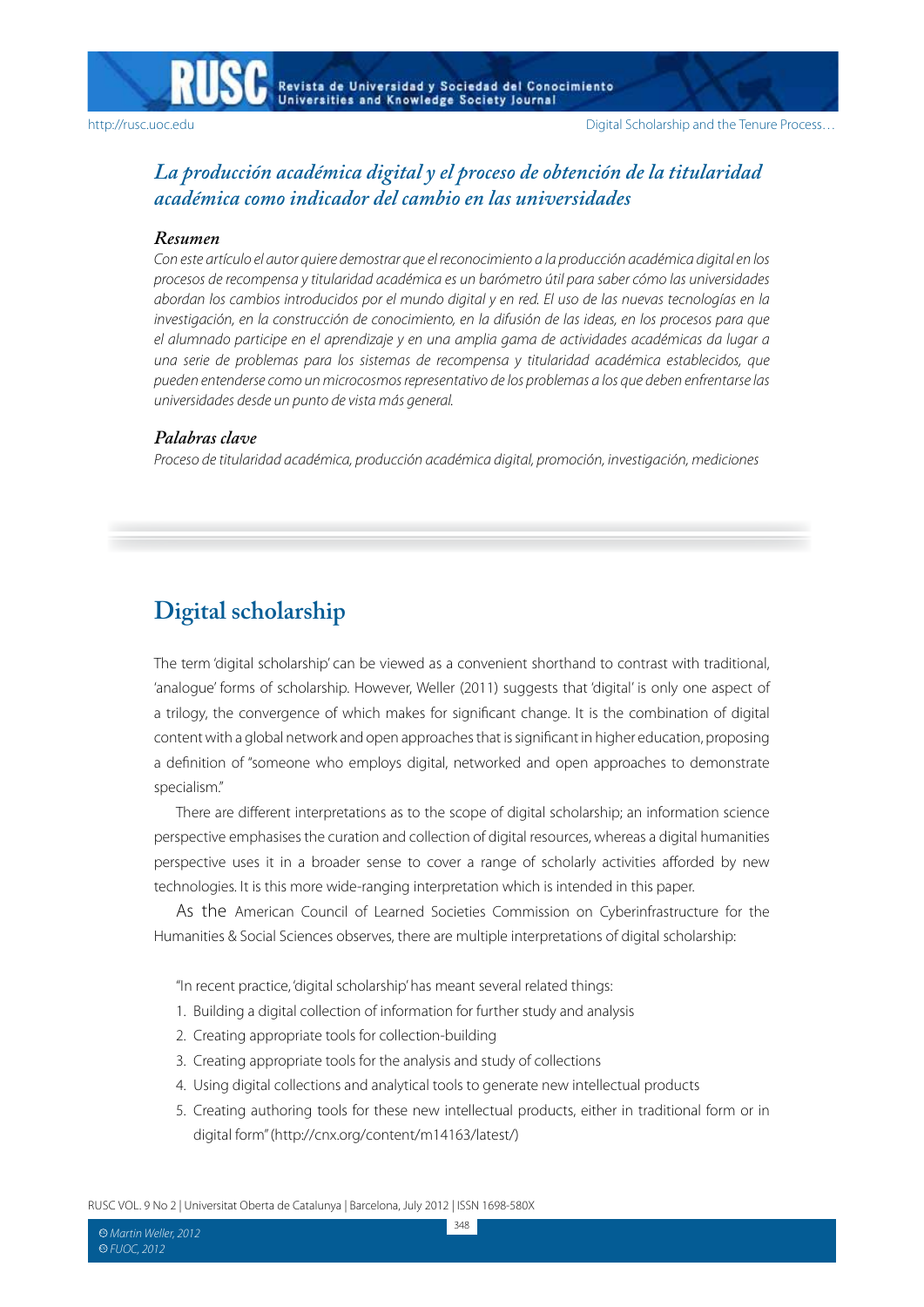## *La producción académica digital y el proceso de obtención de la titularidad académica como indicador del cambio en las universidades*

### *Resumen*

*Con este artículo el autor quiere demostrar que el reconocimiento a la producción académica digital en los procesos de recompensa y titularidad académica es un barómetro útil para saber cómo las universidades abordan los cambios introducidos por el mundo digital y en red. El uso de las nuevas tecnologías en la investigación, en la construcción de conocimiento, en la difusión de las ideas, en los procesos para que el alumnado participe en el aprendizaje y en una amplia gama de actividades académicas da lugar a una serie de problemas para los sistemas de recompensa y titularidad académica establecidos, que pueden entenderse como un microcosmos representativo de los problemas a los que deben enfrentarse las universidades desde un punto de vista más general.*

### *Palabras clave*

*Proceso de titularidad académica, producción académica digital, promoción, investigación, mediciones*

## Digital scholarship

The term 'digital scholarship' can be viewed as a convenient shorthand to contrast with traditional, 'analogue' forms of scholarship. However, Weller (2011) suggests that 'digital' is only one aspect of a trilogy, the convergence of which makes for significant change. It is the combination of digital content with a global network and open approaches that is significant in higher education, proposing a definition of "someone who employs digital, networked and open approaches to demonstrate specialism."

There are different interpretations as to the scope of digital scholarship; an information science perspective emphasises the curation and collection of digital resources, whereas a digital humanities perspective uses it in a broader sense to cover a range of scholarly activities afforded by new technologies. It is this more wide-ranging interpretation which is intended in this paper.

As the American Council of Learned Societies Commission on Cyberinfrastructure for the Humanities & Social Sciences observes, there are multiple interpretations of digital scholarship:

"In recent practice, 'digital scholarship' has meant several related things:

1. Building a digital collection of information for further study and analysis
2. Creating appropriate tools for collection-building
3. Creating appropriate tools for the analysis and study of collections
4. Using digital collections and analytical tools to generate new intellectual products
5. Creating authoring tools for these new intellectual products, either in traditional form or in digital form" (http://cnx.org/content/m14163/latest/)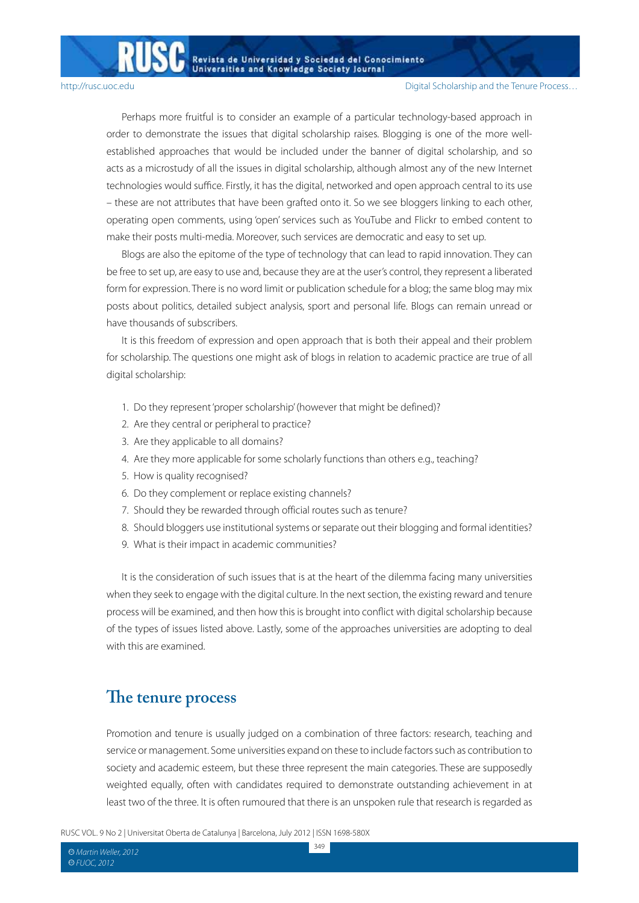Perhaps more fruitful is to consider an example of a particular technology-based approach in order to demonstrate the issues that digital scholarship raises. Blogging is one of the more well-established approaches that would be included under the banner of digital scholarship, and so acts as a microstudy of all the issues in digital scholarship, although almost any of the new Internet technologies would suffice. Firstly, it has the digital, networked and open approach central to its use – these are not attributes that have been grafted onto it. So we see bloggers linking to each other, operating open comments, using 'open' services such as YouTube and Flickr to embed content to make their posts multi-media. Moreover, such services are democratic and easy to set up.

Blogs are also the epitome of the type of technology that can lead to rapid innovation. They can be free to set up, are easy to use and, because they are at the user's control, they represent a liberated form for expression. There is no word limit or publication schedule for a blog; the same blog may mix posts about politics, detailed subject analysis, sport and personal life. Blogs can remain unread or have thousands of subscribers.

It is this freedom of expression and open approach that is both their appeal and their problem for scholarship. The questions one might ask of blogs in relation to academic practice are true of all digital scholarship:

1. Do they represent 'proper scholarship' (however that might be defined)?
2. Are they central or peripheral to practice?
3. Are they applicable to all domains?
4. Are they more applicable for some scholarly functions than others e.g., teaching?
5. How is quality recognised?
6. Do they complement or replace existing channels?
7. Should they be rewarded through official routes such as tenure?
8. Should bloggers use institutional systems or separate out their blogging and formal identities?
9. What is their impact in academic communities?

It is the consideration of such issues that is at the heart of the dilemma facing many universities when they seek to engage with the digital culture. In the next section, the existing reward and tenure process will be examined, and then how this is brought into conflict with digital scholarship because of the types of issues listed above. Lastly, some of the approaches universities are adopting to deal with this are examined.

## The tenure process

Promotion and tenure is usually judged on a combination of three factors: research, teaching and service or management. Some universities expand on these to include factors such as contribution to society and academic esteem, but these three represent the main categories. These are supposedly weighted equally, often with candidates required to demonstrate outstanding achievement in at least two of the three. It is often rumoured that there is an unspoken rule that research is regarded as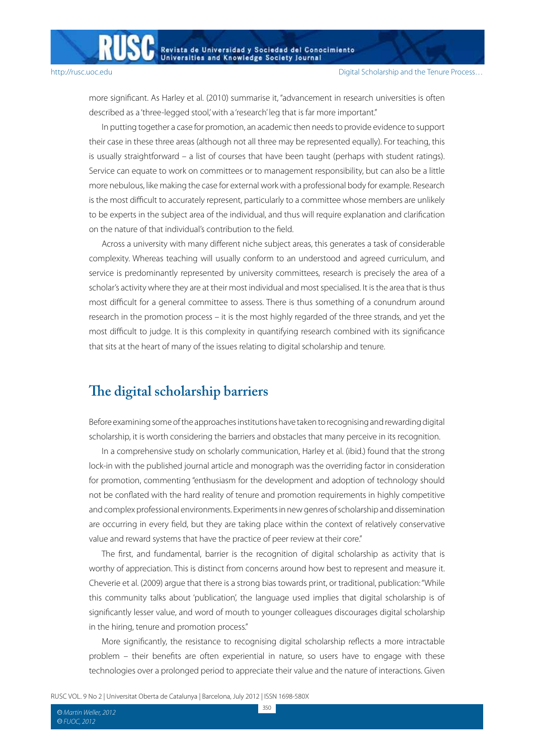more significant. As Harley et al. (2010) summarise it, "advancement in research universities is often described as a 'three-legged stool,' with a 'research' leg that is far more important."

In putting together a case for promotion, an academic then needs to provide evidence to support their case in these three areas (although not all three may be represented equally). For teaching, this is usually straightforward – a list of courses that have been taught (perhaps with student ratings). Service can equate to work on committees or to management responsibility, but can also be a little more nebulous, like making the case for external work with a professional body for example. Research is the most difficult to accurately represent, particularly to a committee whose members are unlikely to be experts in the subject area of the individual, and thus will require explanation and clarification on the nature of that individual's contribution to the field.

Across a university with many different niche subject areas, this generates a task of considerable complexity. Whereas teaching will usually conform to an understood and agreed curriculum, and service is predominantly represented by university committees, research is precisely the area of a scholar's activity where they are at their most individual and most specialised. It is the area that is thus most difficult for a general committee to assess. There is thus something of a conundrum around research in the promotion process – it is the most highly regarded of the three strands, and yet the most difficult to judge. It is this complexity in quantifying research combined with its significance that sits at the heart of many of the issues relating to digital scholarship and tenure.

## The digital scholarship barriers

Before examining some of the approaches institutions have taken to recognising and rewarding digital scholarship, it is worth considering the barriers and obstacles that many perceive in its recognition.

In a comprehensive study on scholarly communication, Harley et al. (ibid.) found that the strong lock-in with the published journal article and monograph was the overriding factor in consideration for promotion, commenting "enthusiasm for the development and adoption of technology should not be conflated with the hard reality of tenure and promotion requirements in highly competitive and complex professional environments. Experiments in new genres of scholarship and dissemination are occurring in every field, but they are taking place within the context of relatively conservative value and reward systems that have the practice of peer review at their core."

The first, and fundamental, barrier is the recognition of digital scholarship as activity that is worthy of appreciation. This is distinct from concerns around how best to represent and measure it. Cheverie et al. (2009) argue that there is a strong bias towards print, or traditional, publication: "While this community talks about 'publication', the language used implies that digital scholarship is of significantly lesser value, and word of mouth to younger colleagues discourages digital scholarship in the hiring, tenure and promotion process."

More significantly, the resistance to recognising digital scholarship reflects a more intractable problem – their benefits are often experiential in nature, so users have to engage with these technologies over a prolonged period to appreciate their value and the nature of interactions. Given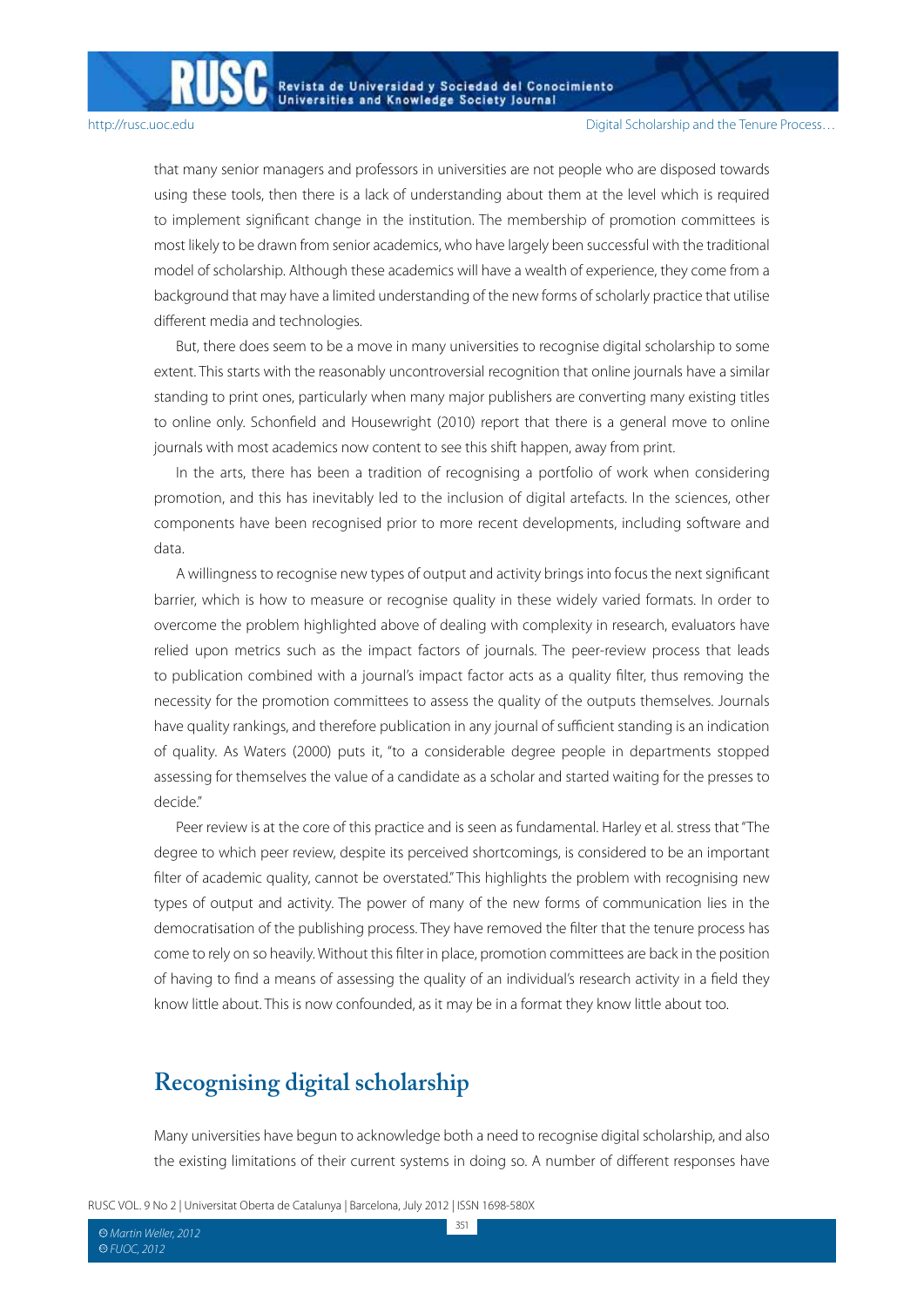that many senior managers and professors in universities are not people who are disposed towards using these tools, then there is a lack of understanding about them at the level which is required to implement significant change in the institution. The membership of promotion committees is most likely to be drawn from senior academics, who have largely been successful with the traditional model of scholarship. Although these academics will have a wealth of experience, they come from a background that may have a limited understanding of the new forms of scholarly practice that utilise different media and technologies.

But, there does seem to be a move in many universities to recognise digital scholarship to some extent. This starts with the reasonably uncontroversial recognition that online journals have a similar standing to print ones, particularly when many major publishers are converting many existing titles to online only. Schonfield and Housewright (2010) report that there is a general move to online journals with most academics now content to see this shift happen, away from print.

In the arts, there has been a tradition of recognising a portfolio of work when considering promotion, and this has inevitably led to the inclusion of digital artefacts. In the sciences, other components have been recognised prior to more recent developments, including software and data.

A willingness to recognise new types of output and activity brings into focus the next significant barrier, which is how to measure or recognise quality in these widely varied formats. In order to overcome the problem highlighted above of dealing with complexity in research, evaluators have relied upon metrics such as the impact factors of journals. The peer-review process that leads to publication combined with a journal's impact factor acts as a quality filter, thus removing the necessity for the promotion committees to assess the quality of the outputs themselves. Journals have quality rankings, and therefore publication in any journal of sufficient standing is an indication of quality. As Waters (2000) puts it, "to a considerable degree people in departments stopped assessing for themselves the value of a candidate as a scholar and started waiting for the presses to decide."

Peer review is at the core of this practice and is seen as fundamental. Harley et al. stress that "The degree to which peer review, despite its perceived shortcomings, is considered to be an important filter of academic quality, cannot be overstated." This highlights the problem with recognising new types of output and activity. The power of many of the new forms of communication lies in the democratisation of the publishing process. They have removed the filter that the tenure process has come to rely on so heavily. Without this filter in place, promotion committees are back in the position of having to find a means of assessing the quality of an individual's research activity in a field they know little about. This is now confounded, as it may be in a format they know little about too.

## Recognising digital scholarship

Many universities have begun to acknowledge both a need to recognise digital scholarship, and also the existing limitations of their current systems in doing so. A number of different responses have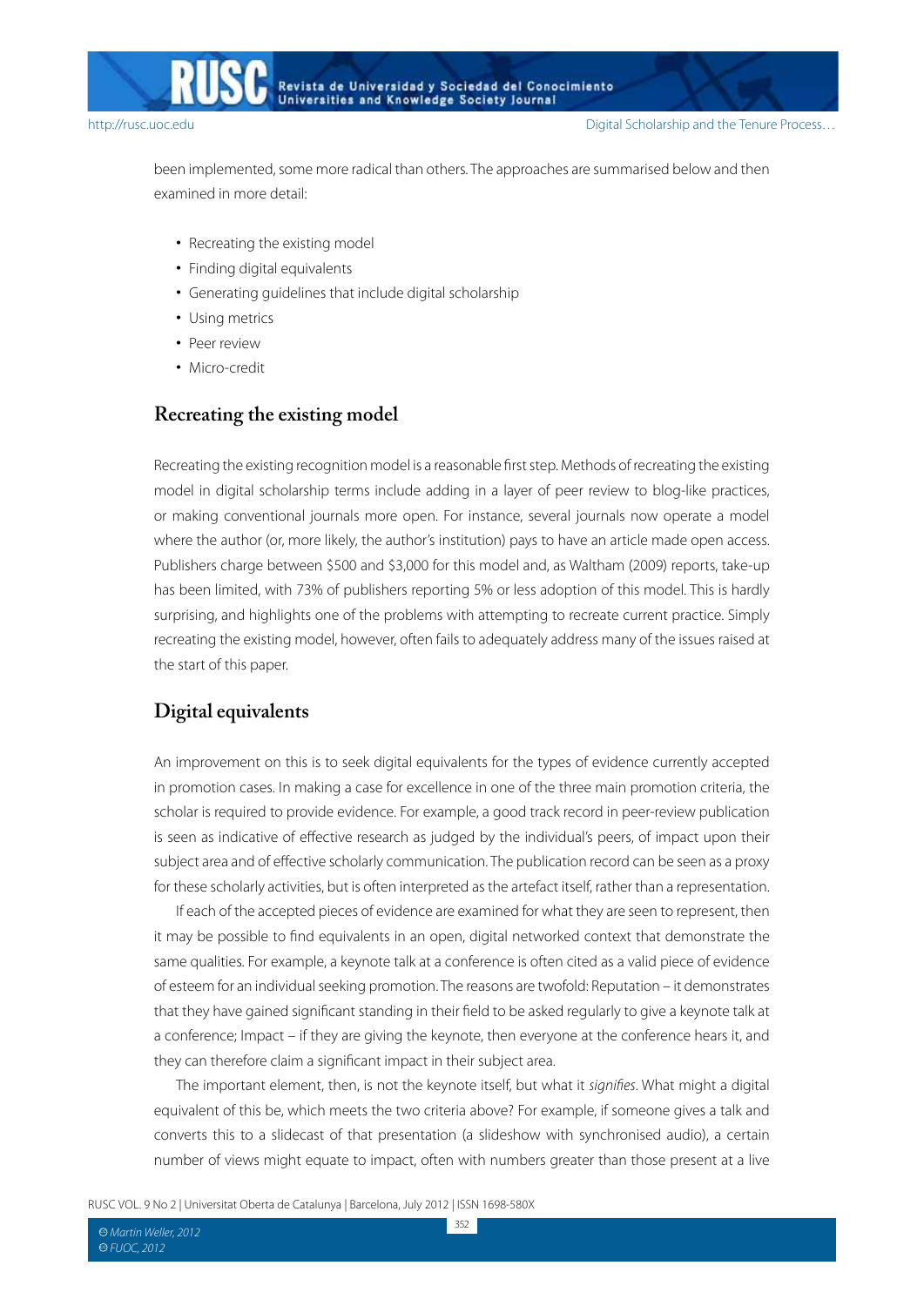been implemented, some more radical than others. The approaches are summarised below and then examined in more detail:

- Recreating the existing model
- Finding digital equivalents
- Generating guidelines that include digital scholarship
- Using metrics
- Peer review
- Micro-credit

## Recreating the existing model

Recreating the existing recognition model is a reasonable first step. Methods of recreating the existing model in digital scholarship terms include adding in a layer of peer review to blog-like practices, or making conventional journals more open. For instance, several journals now operate a model where the author (or, more likely, the author's institution) pays to have an article made open access. Publishers charge between $500 and $3,000 for this model and, as Waltham (2009) reports, take-up has been limited, with 73% of publishers reporting 5% or less adoption of this model. This is hardly surprising, and highlights one of the problems with attempting to recreate current practice. Simply recreating the existing model, however, often fails to adequately address many of the issues raised at the start of this paper.

## Digital equivalents

An improvement on this is to seek digital equivalents for the types of evidence currently accepted in promotion cases. In making a case for excellence in one of the three main promotion criteria, the scholar is required to provide evidence. For example, a good track record in peer-review publication is seen as indicative of effective research as judged by the individual's peers, of impact upon their subject area and of effective scholarly communication. The publication record can be seen as a proxy for these scholarly activities, but is often interpreted as the artefact itself, rather than a representation.

If each of the accepted pieces of evidence are examined for what they are seen to represent, then it may be possible to find equivalents in an open, digital networked context that demonstrate the same qualities. For example, a keynote talk at a conference is often cited as a valid piece of evidence of esteem for an individual seeking promotion. The reasons are twofold: Reputation – it demonstrates that they have gained significant standing in their field to be asked regularly to give a keynote talk at a conference; Impact – if they are giving the keynote, then everyone at the conference hears it, and they can therefore claim a significant impact in their subject area.

The important element, then, is not the keynote itself, but what it *signifies*. What might a digital equivalent of this be, which meets the two criteria above? For example, if someone gives a talk and converts this to a slidecast of that presentation (a slideshow with synchronised audio), a certain number of views might equate to impact, often with numbers greater than those present at a live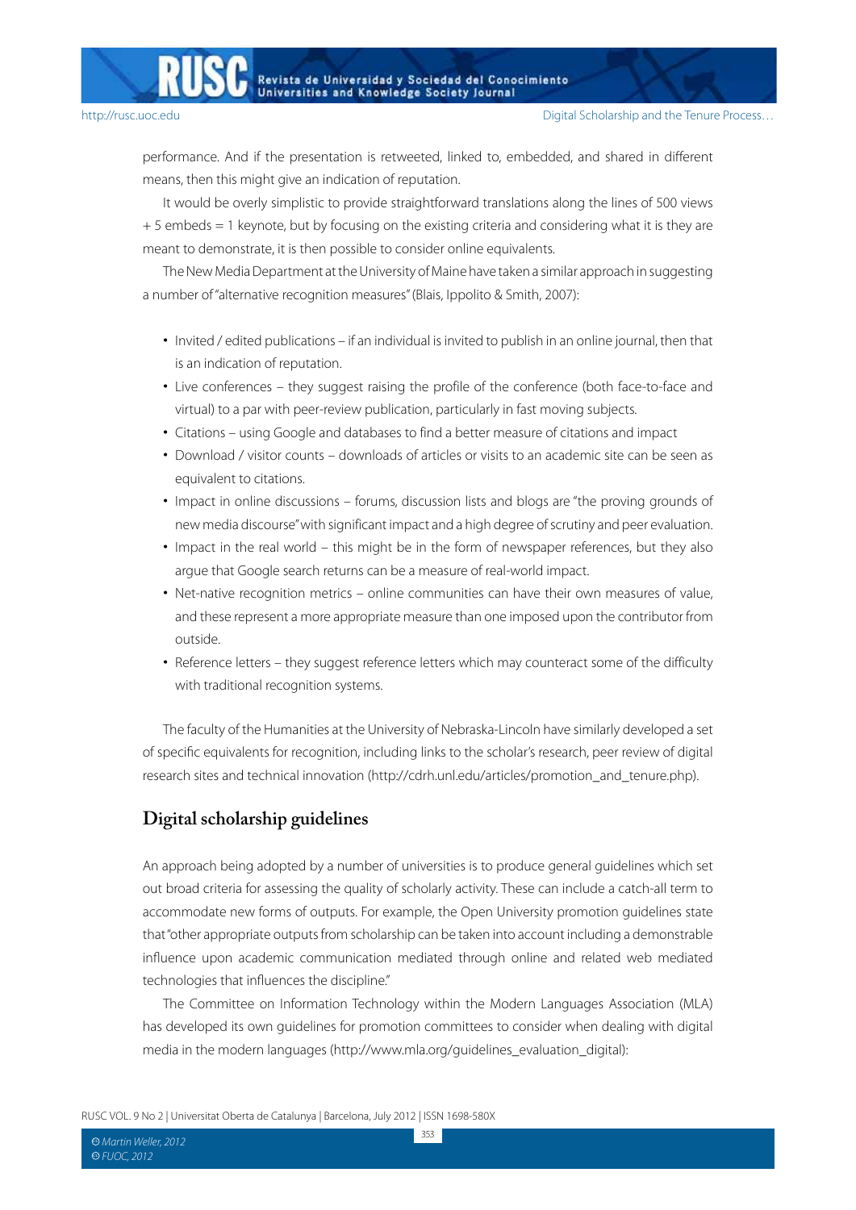performance. And if the presentation is retweeted, linked to, embedded, and shared in different means, then this might give an indication of reputation.

It would be overly simplistic to provide straightforward translations along the lines of 500 views + 5 embeds = 1 keynote, but by focusing on the existing criteria and considering what it is they are meant to demonstrate, it is then possible to consider online equivalents.

The New Media Department at the University of Maine have taken a similar approach in suggesting a number of "alternative recognition measures" (Blais, Ippolito & Smith, 2007):

- Invited / edited publications – if an individual is invited to publish in an online journal, then that is an indication of reputation.
- Live conferences – they suggest raising the profile of the conference (both face-to-face and virtual) to a par with peer-review publication, particularly in fast moving subjects.
- Citations – using Google and databases to find a better measure of citations and impact
- Download / visitor counts – downloads of articles or visits to an academic site can be seen as equivalent to citations.
- Impact in online discussions – forums, discussion lists and blogs are "the proving grounds of new media discourse" with significant impact and a high degree of scrutiny and peer evaluation.
- Impact in the real world – this might be in the form of newspaper references, but they also argue that Google search returns can be a measure of real-world impact.
- Net-native recognition metrics – online communities can have their own measures of value, and these represent a more appropriate measure than one imposed upon the contributor from outside.
- Reference letters – they suggest reference letters which may counteract some of the difficulty with traditional recognition systems.

The faculty of the Humanities at the University of Nebraska-Lincoln have similarly developed a set of specific equivalents for recognition, including links to the scholar's research, peer review of digital research sites and technical innovation (http://cdrh.unl.edu/articles/promotion_and_tenure.php).

## Digital scholarship guidelines

An approach being adopted by a number of universities is to produce general guidelines which set out broad criteria for assessing the quality of scholarly activity. These can include a catch-all term to accommodate new forms of outputs. For example, the Open University promotion guidelines state that "other appropriate outputs from scholarship can be taken into account including a demonstrable influence upon academic communication mediated through online and related web mediated technologies that influences the discipline."

The Committee on Information Technology within the Modern Languages Association (MLA) has developed its own guidelines for promotion committees to consider when dealing with digital media in the modern languages (http://www.mla.org/guidelines_evaluation_digital):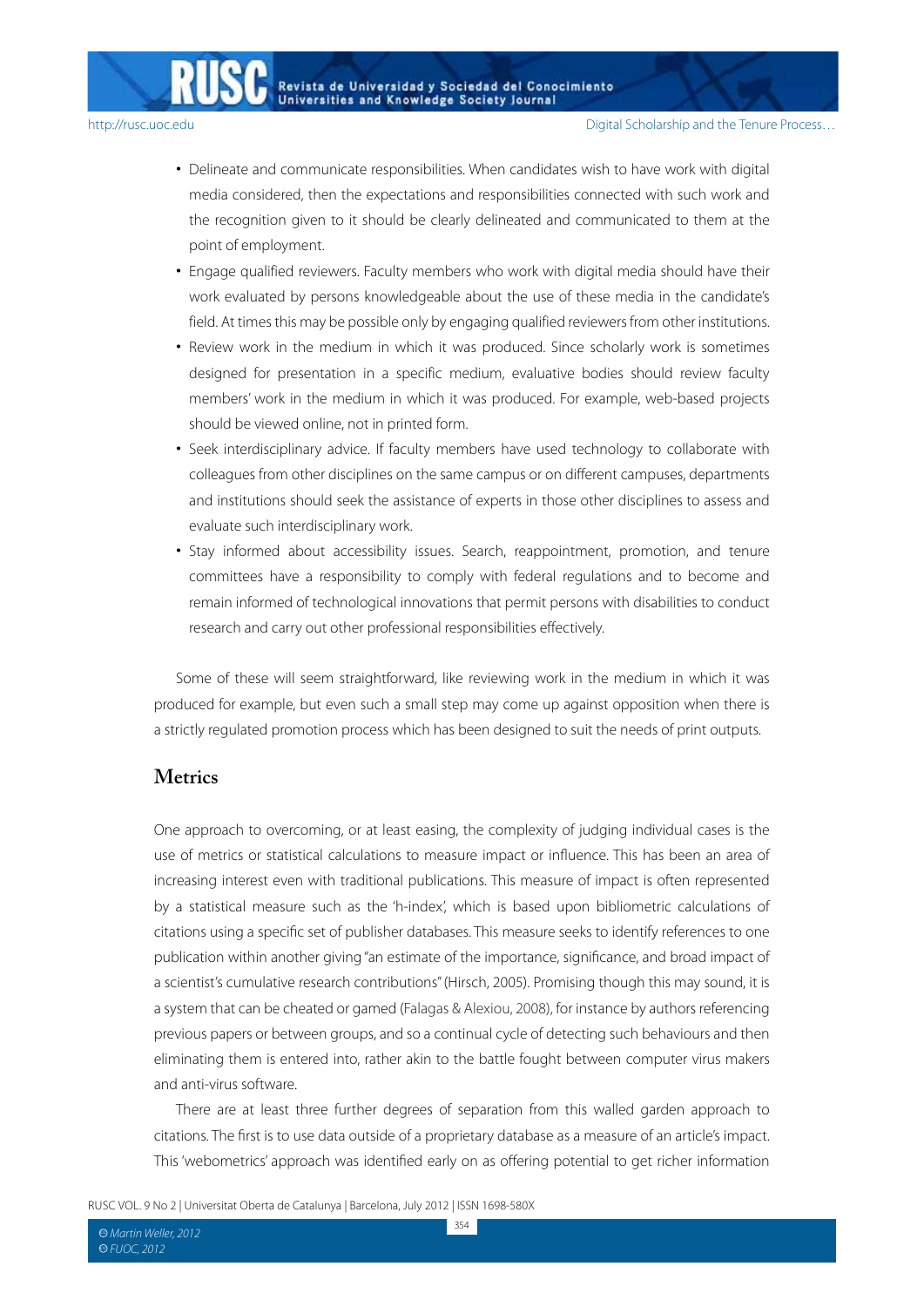- Delineate and communicate responsibilities. When candidates wish to have work with digital media considered, then the expectations and responsibilities connected with such work and the recognition given to it should be clearly delineated and communicated to them at the point of employment.
- Engage qualified reviewers. Faculty members who work with digital media should have their work evaluated by persons knowledgeable about the use of these media in the candidate's field. At times this may be possible only by engaging qualified reviewers from other institutions.
- Review work in the medium in which it was produced. Since scholarly work is sometimes designed for presentation in a specific medium, evaluative bodies should review faculty members' work in the medium in which it was produced. For example, web-based projects should be viewed online, not in printed form.
- Seek interdisciplinary advice. If faculty members have used technology to collaborate with colleagues from other disciplines on the same campus or on different campuses, departments and institutions should seek the assistance of experts in those other disciplines to assess and evaluate such interdisciplinary work.
- Stay informed about accessibility issues. Search, reappointment, promotion, and tenure committees have a responsibility to comply with federal regulations and to become and remain informed of technological innovations that permit persons with disabilities to conduct research and carry out other professional responsibilities effectively.

Some of these will seem straightforward, like reviewing work in the medium in which it was produced for example, but even such a small step may come up against opposition when there is a strictly regulated promotion process which has been designed to suit the needs of print outputs.

## Metrics

One approach to overcoming, or at least easing, the complexity of judging individual cases is the use of metrics or statistical calculations to measure impact or influence. This has been an area of increasing interest even with traditional publications. This measure of impact is often represented by a statistical measure such as the 'h-index', which is based upon bibliometric calculations of citations using a specific set of publisher databases. This measure seeks to identify references to one publication within another giving "an estimate of the importance, significance, and broad impact of a scientist's cumulative research contributions" (Hirsch, 2005). Promising though this may sound, it is a system that can be cheated or gamed (Falagas & Alexiou, 2008), for instance by authors referencing previous papers or between groups, and so a continual cycle of detecting such behaviours and then eliminating them is entered into, rather akin to the battle fought between computer virus makers and anti-virus software.

There are at least three further degrees of separation from this walled garden approach to citations. The first is to use data outside of a proprietary database as a measure of an article's impact. This 'webometrics' approach was identified early on as offering potential to get richer information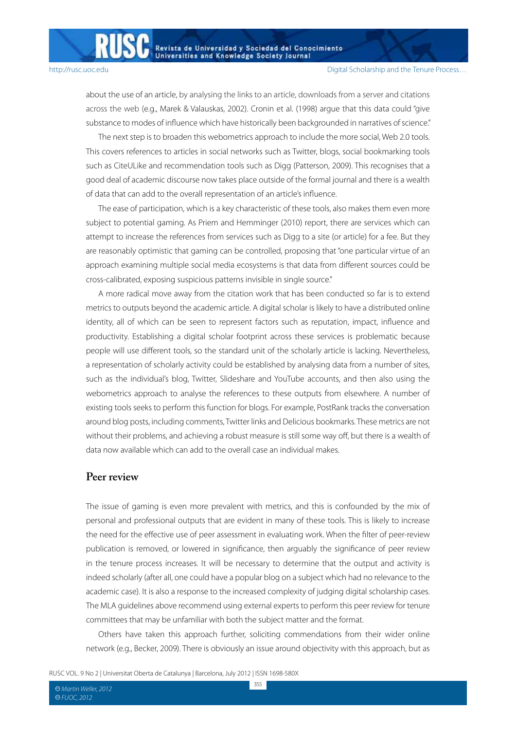about the use of an article, by analysing the links to an article, downloads from a server and citations across the web (e.g., Marek & Valauskas, 2002). Cronin et al. (1998) argue that this data could "give substance to modes of influence which have historically been backgrounded in narratives of science."

The next step is to broaden this webometrics approach to include the more social, Web 2.0 tools. This covers references to articles in social networks such as Twitter, blogs, social bookmarking tools such as CiteULike and recommendation tools such as Digg (Patterson, 2009). This recognises that a good deal of academic discourse now takes place outside of the formal journal and there is a wealth of data that can add to the overall representation of an article's influence.

The ease of participation, which is a key characteristic of these tools, also makes them even more subject to potential gaming. As Priem and Hemminger (2010) report, there are services which can attempt to increase the references from services such as Digg to a site (or article) for a fee. But they are reasonably optimistic that gaming can be controlled, proposing that "one particular virtue of an approach examining multiple social media ecosystems is that data from different sources could be cross-calibrated, exposing suspicious patterns invisible in single source."

A more radical move away from the citation work that has been conducted so far is to extend metrics to outputs beyond the academic article. A digital scholar is likely to have a distributed online identity, all of which can be seen to represent factors such as reputation, impact, influence and productivity. Establishing a digital scholar footprint across these services is problematic because people will use different tools, so the standard unit of the scholarly article is lacking. Nevertheless, a representation of scholarly activity could be established by analysing data from a number of sites, such as the individual's blog, Twitter, Slideshare and YouTube accounts, and then also using the webometrics approach to analyse the references to these outputs from elsewhere. A number of existing tools seeks to perform this function for blogs. For example, PostRank tracks the conversation around blog posts, including comments, Twitter links and Delicious bookmarks. These metrics are not without their problems, and achieving a robust measure is still some way off, but there is a wealth of data now available which can add to the overall case an individual makes.

## Peer review

The issue of gaming is even more prevalent with metrics, and this is confounded by the mix of personal and professional outputs that are evident in many of these tools. This is likely to increase the need for the effective use of peer assessment in evaluating work. When the filter of peer-review publication is removed, or lowered in significance, then arguably the significance of peer review in the tenure process increases. It will be necessary to determine that the output and activity is indeed scholarly (after all, one could have a popular blog on a subject which had no relevance to the academic case). It is also a response to the increased complexity of judging digital scholarship cases. The MLA guidelines above recommend using external experts to perform this peer review for tenure committees that may be unfamiliar with both the subject matter and the format.

Others have taken this approach further, soliciting commendations from their wider online network (e.g., Becker, 2009). There is obviously an issue around objectivity with this approach, but as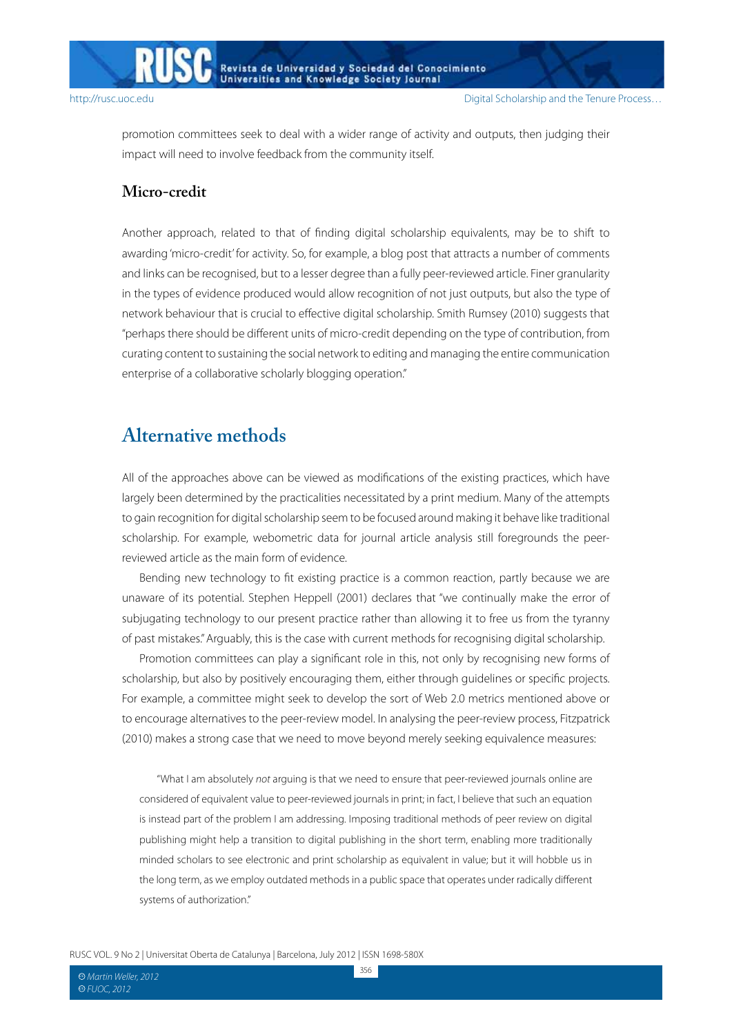promotion committees seek to deal with a wider range of activity and outputs, then judging their impact will need to involve feedback from the community itself.

### Micro-credit

Another approach, related to that of finding digital scholarship equivalents, may be to shift to awarding 'micro-credit' for activity. So, for example, a blog post that attracts a number of comments and links can be recognised, but to a lesser degree than a fully peer-reviewed article. Finer granularity in the types of evidence produced would allow recognition of not just outputs, but also the type of network behaviour that is crucial to effective digital scholarship. Smith Rumsey (2010) suggests that "perhaps there should be different units of micro-credit depending on the type of contribution, from curating content to sustaining the social network to editing and managing the entire communication enterprise of a collaborative scholarly blogging operation."

## Alternative methods

All of the approaches above can be viewed as modifications of the existing practices, which have largely been determined by the practicalities necessitated by a print medium. Many of the attempts to gain recognition for digital scholarship seem to be focused around making it behave like traditional scholarship. For example, webometric data for journal article analysis still foregrounds the peer-reviewed article as the main form of evidence.

Bending new technology to fit existing practice is a common reaction, partly because we are unaware of its potential. Stephen Heppell (2001) declares that "we continually make the error of subjugating technology to our present practice rather than allowing it to free us from the tyranny of past mistakes." Arguably, this is the case with current methods for recognising digital scholarship.

Promotion committees can play a significant role in this, not only by recognising new forms of scholarship, but also by positively encouraging them, either through guidelines or specific projects. For example, a committee might seek to develop the sort of Web 2.0 metrics mentioned above or to encourage alternatives to the peer-review model. In analysing the peer-review process, Fitzpatrick (2010) makes a strong case that we need to move beyond merely seeking equivalence measures:

> "What I am absolutely *not* arguing is that we need to ensure that peer-reviewed journals online are considered of equivalent value to peer-reviewed journals in print; in fact, I believe that such an equation is instead part of the problem I am addressing. Imposing traditional methods of peer review on digital publishing might help a transition to digital publishing in the short term, enabling more traditionally minded scholars to see electronic and print scholarship as equivalent in value; but it will hobble us in the long term, as we employ outdated methods in a public space that operates under radically different systems of authorization."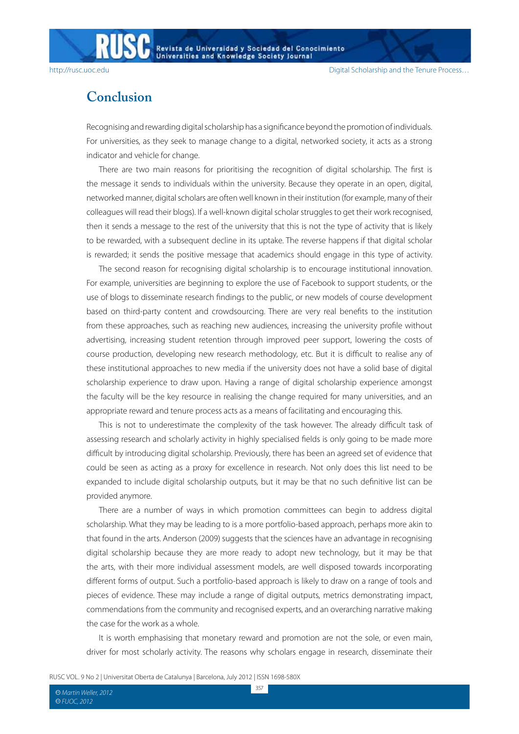## Conclusion

Recognising and rewarding digital scholarship has a significance beyond the promotion of individuals. For universities, as they seek to manage change to a digital, networked society, it acts as a strong indicator and vehicle for change.

There are two main reasons for prioritising the recognition of digital scholarship. The first is the message it sends to individuals within the university. Because they operate in an open, digital, networked manner, digital scholars are often well known in their institution (for example, many of their colleagues will read their blogs). If a well-known digital scholar struggles to get their work recognised, then it sends a message to the rest of the university that this is not the type of activity that is likely to be rewarded, with a subsequent decline in its uptake. The reverse happens if that digital scholar is rewarded; it sends the positive message that academics should engage in this type of activity.

The second reason for recognising digital scholarship is to encourage institutional innovation. For example, universities are beginning to explore the use of Facebook to support students, or the use of blogs to disseminate research findings to the public, or new models of course development based on third-party content and crowdsourcing. There are very real benefits to the institution from these approaches, such as reaching new audiences, increasing the university profile without advertising, increasing student retention through improved peer support, lowering the costs of course production, developing new research methodology, etc. But it is difficult to realise any of these institutional approaches to new media if the university does not have a solid base of digital scholarship experience to draw upon. Having a range of digital scholarship experience amongst the faculty will be the key resource in realising the change required for many universities, and an appropriate reward and tenure process acts as a means of facilitating and encouraging this.

This is not to underestimate the complexity of the task however. The already difficult task of assessing research and scholarly activity in highly specialised fields is only going to be made more difficult by introducing digital scholarship. Previously, there has been an agreed set of evidence that could be seen as acting as a proxy for excellence in research. Not only does this list need to be expanded to include digital scholarship outputs, but it may be that no such definitive list can be provided anymore.

There are a number of ways in which promotion committees can begin to address digital scholarship. What they may be leading to is a more portfolio-based approach, perhaps more akin to that found in the arts. Anderson (2009) suggests that the sciences have an advantage in recognising digital scholarship because they are more ready to adopt new technology, but it may be that the arts, with their more individual assessment models, are well disposed towards incorporating different forms of output. Such a portfolio-based approach is likely to draw on a range of tools and pieces of evidence. These may include a range of digital outputs, metrics demonstrating impact, commendations from the community and recognised experts, and an overarching narrative making the case for the work as a whole.

It is worth emphasising that monetary reward and promotion are not the sole, or even main, driver for most scholarly activity. The reasons why scholars engage in research, disseminate their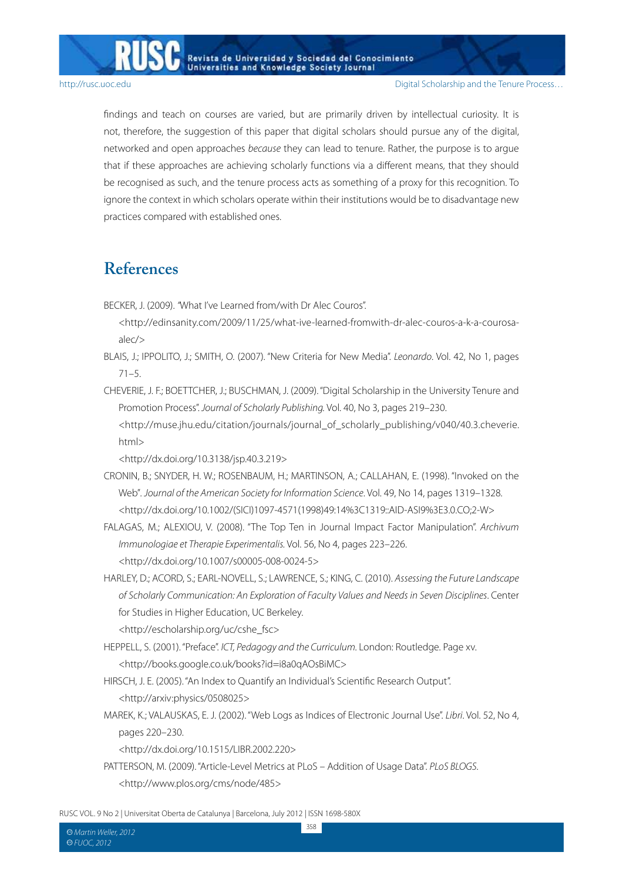findings and teach on courses are varied, but are primarily driven by intellectual curiosity. It is not, therefore, the suggestion of this paper that digital scholars should pursue any of the digital, networked and open approaches *because* they can lead to tenure. Rather, the purpose is to argue that if these approaches are achieving scholarly functions via a different means, that they should be recognised as such, and the tenure process acts as something of a proxy for this recognition. To ignore the context in which scholars operate within their institutions would be to disadvantage new practices compared with established ones.

## References

BECKER, J. (2009). "What I've Learned from/with Dr Alec Couros".
<http://edinsanity.com/2009/11/25/what-ive-learned-fromwith-dr-alec-couros-a-k-a-courosa-alec/>

BLAIS, J.; IPPOLITO, J.; SMITH, O. (2007). "New Criteria for New Media". *Leonardo*. Vol. 42, No 1, pages 71–5.

CHEVERIE, J. F.; BOETTCHER, J.; BUSCHMAN, J. (2009). "Digital Scholarship in the University Tenure and Promotion Process". *Journal of Scholarly Publishing*. Vol. 40, No 3, pages 219–230.
<http://muse.jhu.edu/citation/journals/journal_of_scholarly_publishing/v040/40.3.cheverie.html>
<http://dx.doi.org/10.3138/jsp.40.3.219>

CRONIN, B.; SNYDER, H. W.; ROSENBAUM, H.; MARTINSON, A.; CALLAHAN, E. (1998). "Invoked on the Web". *Journal of the American Society for Information Science*. Vol. 49, No 14, pages 1319–1328.
<http://dx.doi.org/10.1002/(SICI)1097-4571(1998)49:14%3C1319::AID-ASI9%3E3.0.CO;2-W>

FALAGAS, M.; ALEXIOU, V. (2008). "The Top Ten in Journal Impact Factor Manipulation". *Archivum Immunologiae et Therapie Experimentalis*. Vol. 56, No 4, pages 223–226.
<http://dx.doi.org/10.1007/s00005-008-0024-5>

HARLEY, D.; ACORD, S.; EARL-NOVELL, S.; LAWRENCE, S.; KING, C. (2010). *Assessing the Future Landscape of Scholarly Communication: An Exploration of Faculty Values and Needs in Seven Disciplines*. Center for Studies in Higher Education, UC Berkeley.
<http://escholarship.org/uc/cshe_fsc>

HEPPELL, S. (2001). "Preface". *ICT, Pedagogy and the Curriculum*. London: Routledge. Page xv.
<http://books.google.co.uk/books?id=i8a0qAOsBiMC>

HIRSCH, J. E. (2005). "An Index to Quantify an Individual's Scientific Research Output".
<http://arxiv:physics/0508025>

MAREK, K.; VALAUSKAS, E. J. (2002). "Web Logs as Indices of Electronic Journal Use". *Libri*. Vol. 52, No 4, pages 220–230.
<http://dx.doi.org/10.1515/LIBR.2002.220>

PATTERSON, M. (2009). "Article-Level Metrics at PLoS – Addition of Usage Data". *PLoS BLOGS*.
<http://www.plos.org/cms/node/485>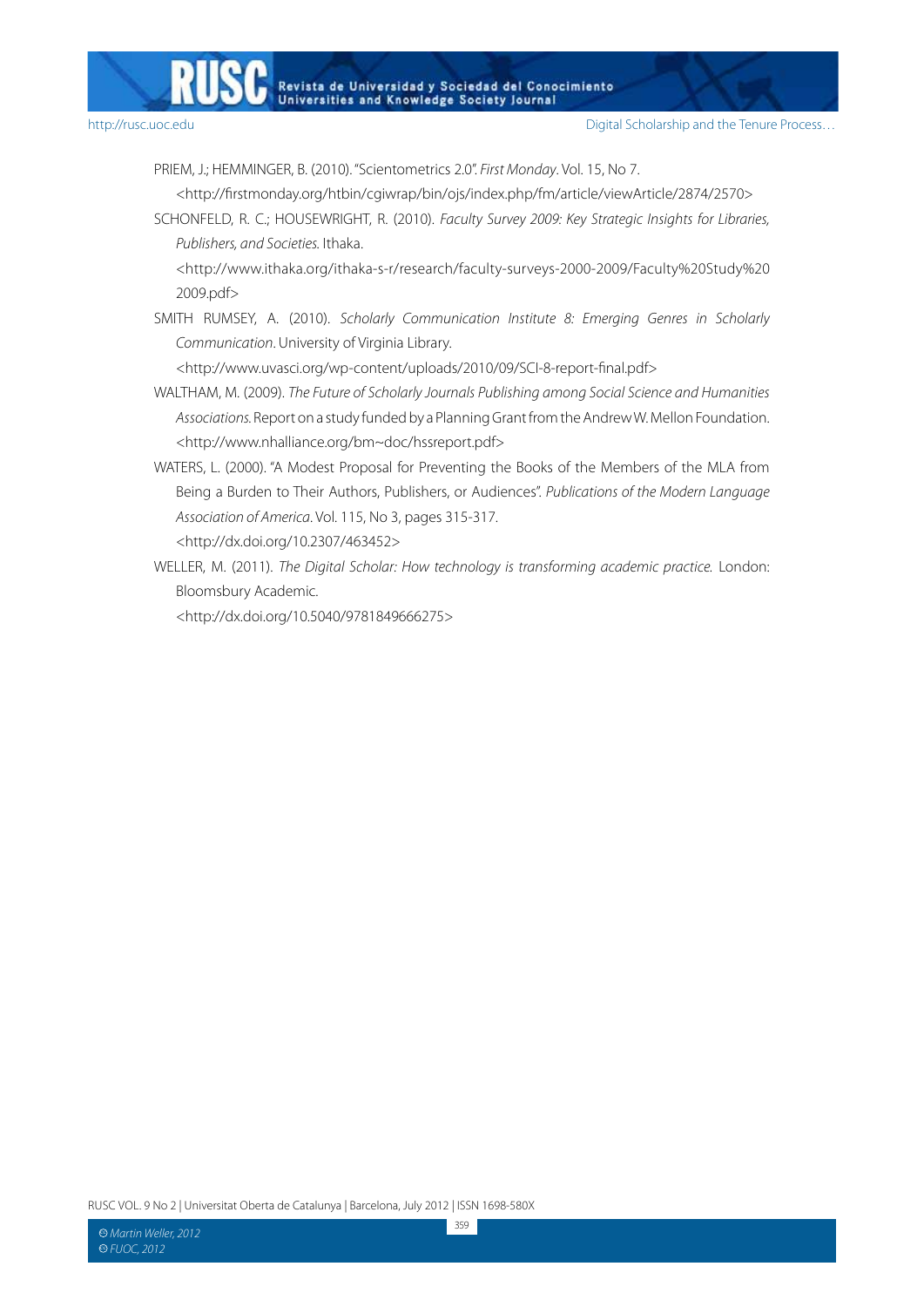PRIEM, J.; HEMMINGER, B. (2010). "Scientometrics 2.0". *First Monday*. Vol. 15, No 7. <http://firstmonday.org/htbin/cgiwrap/bin/ojs/index.php/fm/article/viewArticle/2874/2570>

SCHONFELD, R. C.; HOUSEWRIGHT, R. (2010). *Faculty Survey 2009: Key Strategic Insights for Libraries, Publishers, and Societies.* Ithaka. <http://www.ithaka.org/ithaka-s-r/research/faculty-surveys-2000-2009/Faculty%20Study%202009.pdf>

SMITH RUMSEY, A. (2010). *Scholarly Communication Institute 8: Emerging Genres in Scholarly Communication*. University of Virginia Library. <http://www.uvasci.org/wp-content/uploads/2010/09/SCI-8-report-final.pdf>

WALTHAM, M. (2009). *The Future of Scholarly Journals Publishing among Social Science and Humanities Associations.* Report on a study funded by a Planning Grant from the Andrew W. Mellon Foundation. <http://www.nhalliance.org/bm~doc/hssreport.pdf>

WATERS, L. (2000). "A Modest Proposal for Preventing the Books of the Members of the MLA from Being a Burden to Their Authors, Publishers, or Audiences". *Publications of the Modern Language Association of America*. Vol. 115, No 3, pages 315-317. <http://dx.doi.org/10.2307/463452>

WELLER, M. (2011). *The Digital Scholar: How technology is transforming academic practice.* London: Bloomsbury Academic. <http://dx.doi.org/10.5040/9781849666275>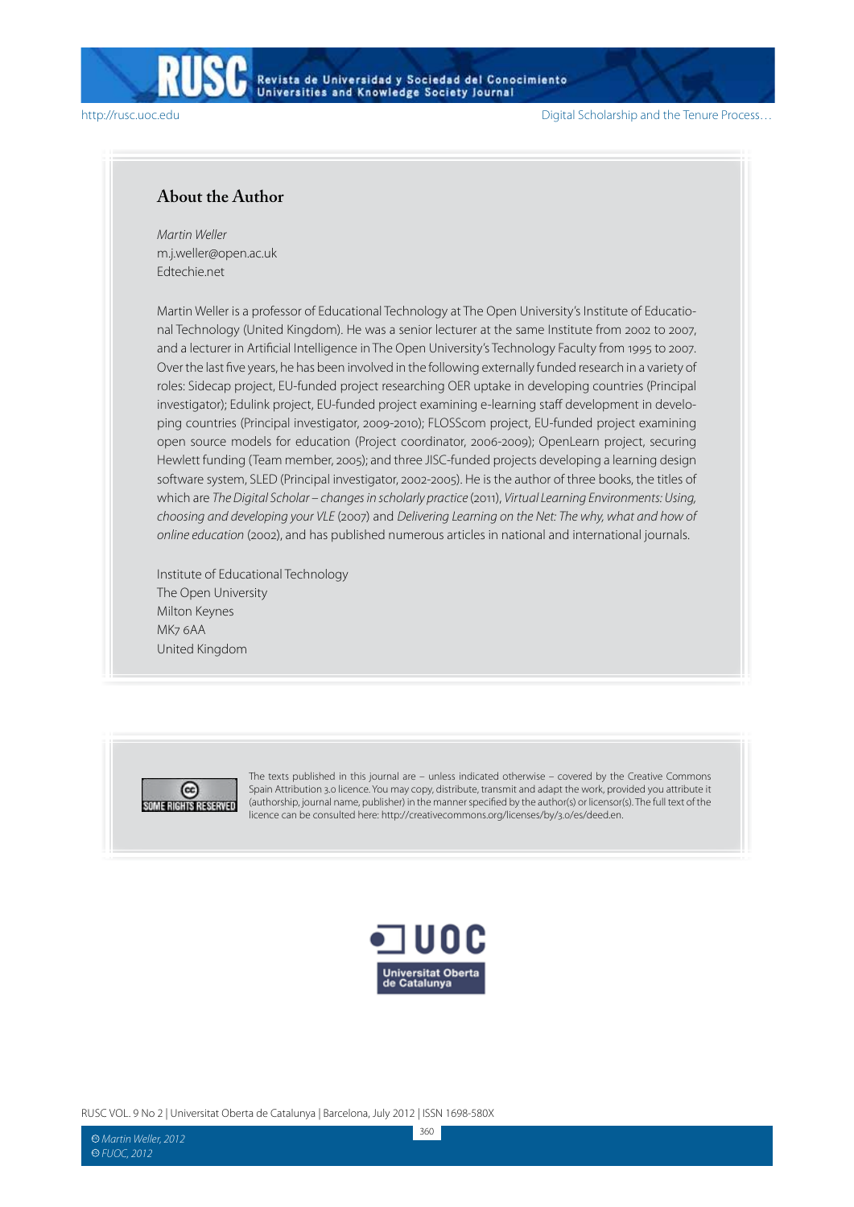## About the Author

*Martin Weller*
m.j.weller@open.ac.uk
Edtechie.net

Martin Weller is a professor of Educational Technology at The Open University's Institute of Educational Technology (United Kingdom). He was a senior lecturer at the same Institute from 2002 to 2007, and a lecturer in Artificial Intelligence in The Open University's Technology Faculty from 1995 to 2007. Over the last five years, he has been involved in the following externally funded research in a variety of roles: Sidecap project, EU-funded project researching OER uptake in developing countries (Principal investigator); Edulink project, EU-funded project examining e-learning staff development in developing countries (Principal investigator, 2009-2010); FLOSScom project, EU-funded project examining open source models for education (Project coordinator, 2006-2009); OpenLearn project, securing Hewlett funding (Team member, 2005); and three JISC-funded projects developing a learning design software system, SLED (Principal investigator, 2002-2005). He is the author of three books, the titles of which are *The Digital Scholar – changes in scholarly practice* (2011), *Virtual Learning Environments: Using, choosing and developing your VLE* (2007) and *Delivering Learning on the Net: The why, what and how of online education* (2002), and has published numerous articles in national and international journals.

Institute of Educational Technology
The Open University
Milton Keynes
MK7 6AA
United Kingdom

The texts published in this journal are – unless indicated otherwise – covered by the Creative Commons Spain Attribution 3.0 licence. You may copy, distribute, transmit and adapt the work, provided you attribute it (authorship, journal name, publisher) in the manner specified by the author(s) or licensor(s). The full text of the licence can be consulted here: http://creativecommons.org/licenses/by/3.0/es/deed.en.

© Martin Weller, 2012
© FUOC, 2012